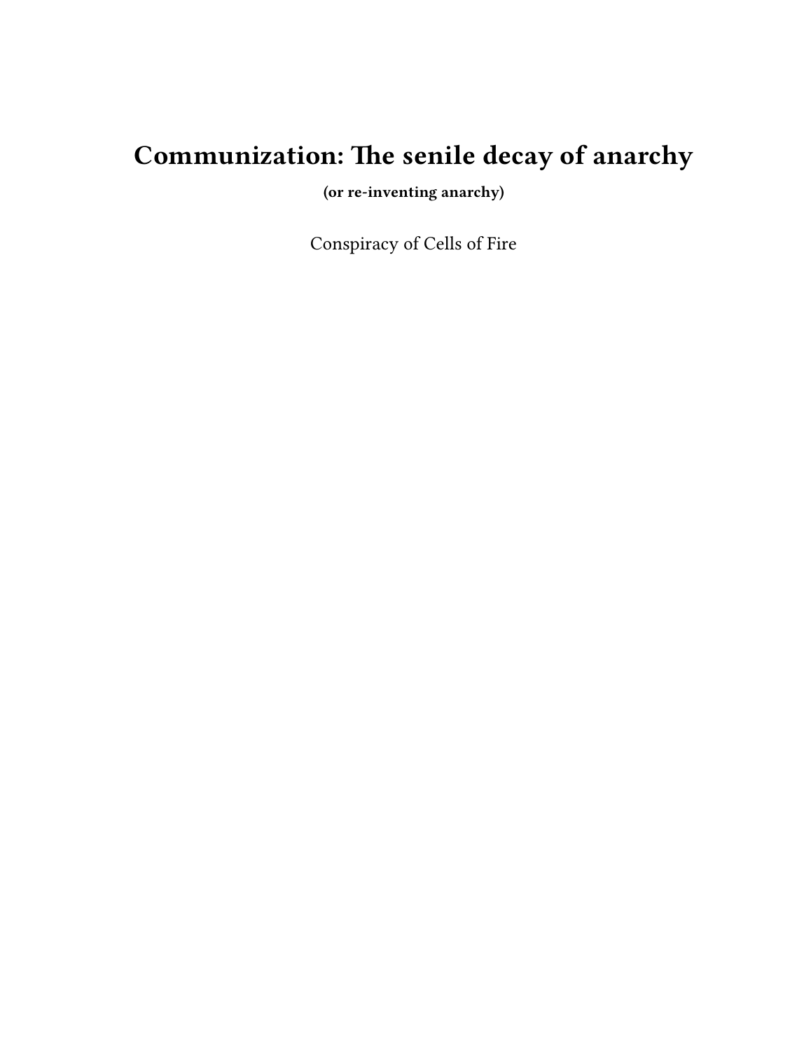# Communization: The senile decay of anarchy

**(or re-inventing anarchy)**

Conspiracy of Cells of Fire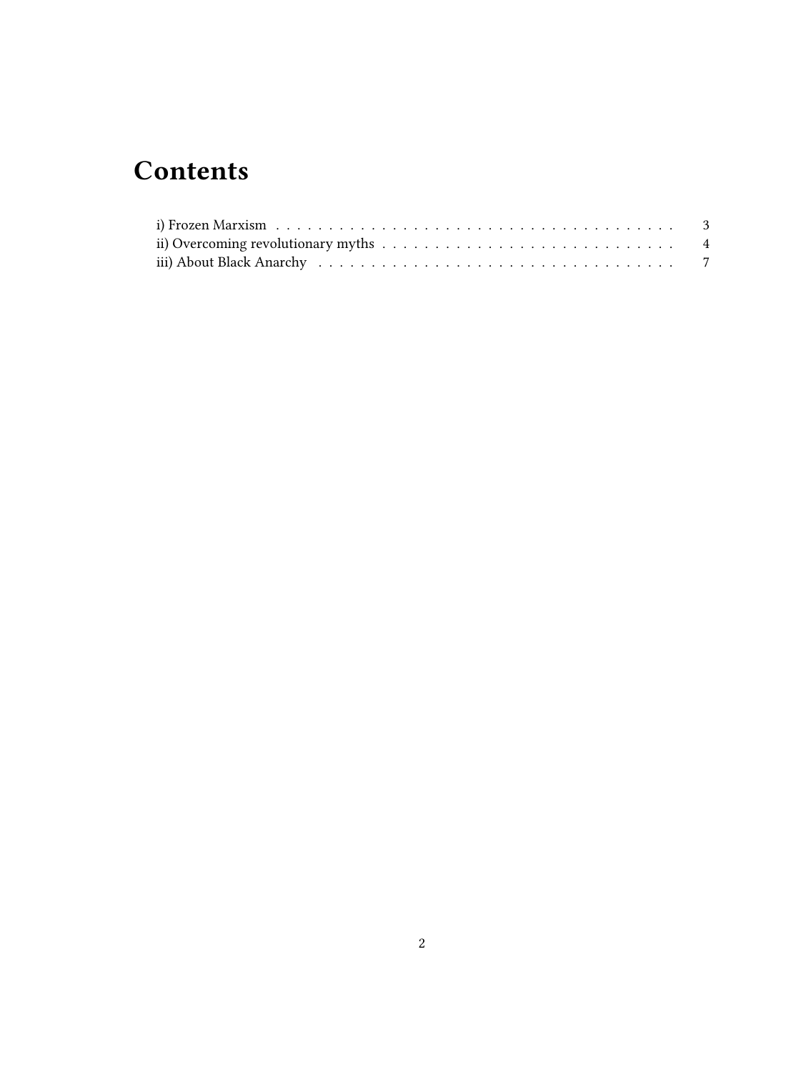# Contents

i) Frozen Marxism . . . . . . . . . . . . . . . . . . . . . . . . . . . . . . . . . . . . . . 3
ii) Overcoming revolutionary myths . . . . . . . . . . . . . . . . . . . . . . . . . . . . . 4
iii) About Black Anarchy . . . . . . . . . . . . . . . . . . . . . . . . . . . . . . . . . . . 7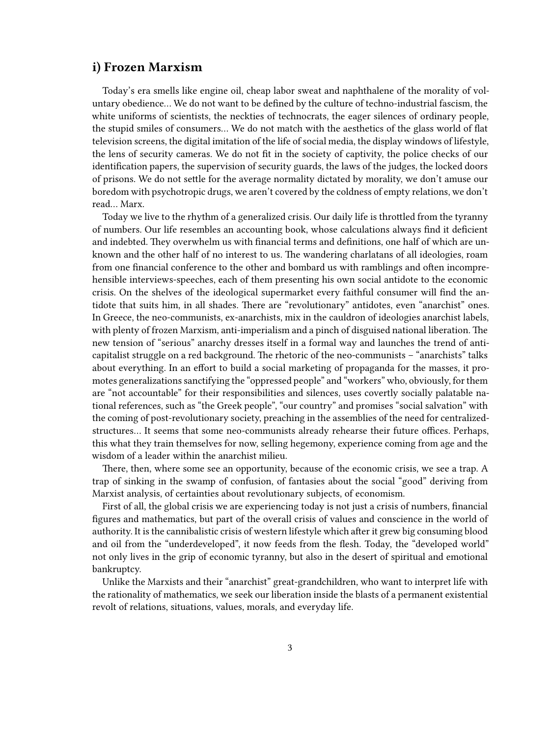## i) Frozen Marxism

Today's era smells like engine oil, cheap labor sweat and naphthalene of the morality of voluntary obedience… We do not want to be defined by the culture of techno-industrial fascism, the white uniforms of scientists, the neckties of technocrats, the eager silences of ordinary people, the stupid smiles of consumers… We do not match with the aesthetics of the glass world of flat television screens, the digital imitation of the life of social media, the display windows of lifestyle, the lens of security cameras. We do not fit in the society of captivity, the police checks of our identification papers, the supervision of security guards, the laws of the judges, the locked doors of prisons. We do not settle for the average normality dictated by morality, we don't amuse our boredom with psychotropic drugs, we aren't covered by the coldness of empty relations, we don't read… Marx.

Today we live to the rhythm of a generalized crisis. Our daily life is throttled from the tyranny of numbers. Our life resembles an accounting book, whose calculations always find it deficient and indebted. They overwhelm us with financial terms and definitions, one half of which are unknown and the other half of no interest to us. The wandering charlatans of all ideologies, roam from one financial conference to the other and bombard us with ramblings and often incomprehensible interviews-speeches, each of them presenting his own social antidote to the economic crisis. On the shelves of the ideological supermarket every faithful consumer will find the antidote that suits him, in all shades. There are "revolutionary" antidotes, even "anarchist" ones. In Greece, the neo-communists, ex-anarchists, mix in the cauldron of ideologies anarchist labels, with plenty of frozen Marxism, anti-imperialism and a pinch of disguised national liberation. The new tension of "serious" anarchy dresses itself in a formal way and launches the trend of anti-capitalist struggle on a red background. The rhetoric of the neo-communists – "anarchists" talks about everything. In an effort to build a social marketing of propaganda for the masses, it promotes generalizations sanctifying the "oppressed people" and "workers" who, obviously, for them are "not accountable" for their responsibilities and silences, uses covertly socially palatable national references, such as "the Greek people", "our country" and promises "social salvation" with the coming of post-revolutionary society, preaching in the assemblies of the need for centralized-structures… It seems that some neo-communists already rehearse their future offices. Perhaps, this what they train themselves for now, selling hegemony, experience coming from age and the wisdom of a leader within the anarchist milieu.

There, then, where some see an opportunity, because of the economic crisis, we see a trap. A trap of sinking in the swamp of confusion, of fantasies about the social "good" deriving from Marxist analysis, of certainties about revolutionary subjects, of economism.

First of all, the global crisis we are experiencing today is not just a crisis of numbers, financial figures and mathematics, but part of the overall crisis of values and conscience in the world of authority. It is the cannibalistic crisis of western lifestyle which after it grew big consuming blood and oil from the "underdeveloped", it now feeds from the flesh. Today, the "developed world" not only lives in the grip of economic tyranny, but also in the desert of spiritual and emotional bankruptcy.

Unlike the Marxists and their "anarchist" great-grandchildren, who want to interpret life with the rationality of mathematics, we seek our liberation inside the blasts of a permanent existential revolt of relations, situations, values, morals, and everyday life.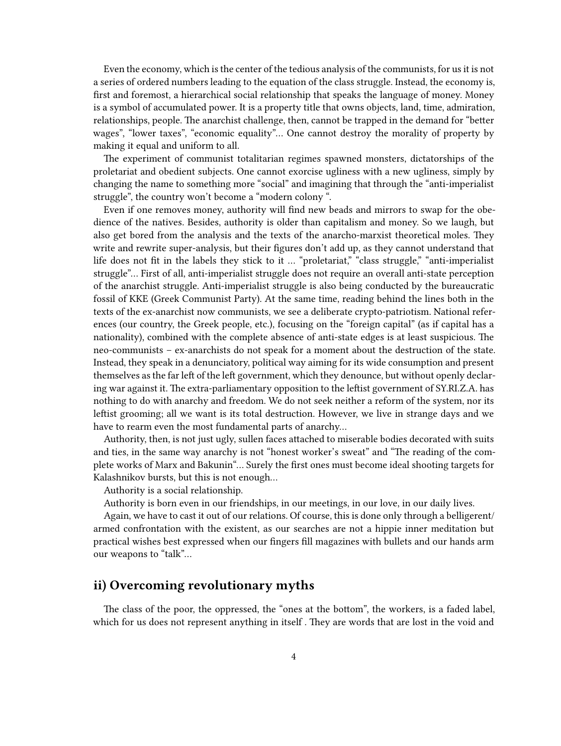Even the economy, which is the center of the tedious analysis of the communists, for us it is not a series of ordered numbers leading to the equation of the class struggle. Instead, the economy is, first and foremost, a hierarchical social relationship that speaks the language of money. Money is a symbol of accumulated power. It is a property title that owns objects, land, time, admiration, relationships, people. The anarchist challenge, then, cannot be trapped in the demand for "better wages", "lower taxes", "economic equality"… One cannot destroy the morality of property by making it equal and uniform to all.

The experiment of communist totalitarian regimes spawned monsters, dictatorships of the proletariat and obedient subjects. One cannot exorcise ugliness with a new ugliness, simply by changing the name to something more "social" and imagining that through the "anti-imperialist struggle", the country won't become a "modern colony ".

Even if one removes money, authority will find new beads and mirrors to swap for the obedience of the natives. Besides, authority is older than capitalism and money. So we laugh, but also get bored from the analysis and the texts of the anarcho-marxist theoretical moles. They write and rewrite super-analysis, but their figures don't add up, as they cannot understand that life does not fit in the labels they stick to it … "proletariat," "class struggle," "anti-imperialist struggle"… First of all, anti-imperialist struggle does not require an overall anti-state perception of the anarchist struggle. Anti-imperialist struggle is also being conducted by the bureaucratic fossil of KKE (Greek Communist Party). At the same time, reading behind the lines both in the texts of the ex-anarchist now communists, we see a deliberate crypto-patriotism. National references (our country, the Greek people, etc.), focusing on the "foreign capital" (as if capital has a nationality), combined with the complete absence of anti-state edges is at least suspicious. The neo-communists – ex-anarchists do not speak for a moment about the destruction of the state. Instead, they speak in a denunciatory, political way aiming for its wide consumption and present themselves as the far left of the left government, which they denounce, but without openly declaring war against it. The extra-parliamentary opposition to the leftist government of SY.RI.Z.A. has nothing to do with anarchy and freedom. We do not seek neither a reform of the system, nor its leftist grooming; all we want is its total destruction. However, we live in strange days and we have to rearm even the most fundamental parts of anarchy…

Authority, then, is not just ugly, sullen faces attached to miserable bodies decorated with suits and ties, in the same way anarchy is not "honest worker's sweat" and "The reading of the complete works of Marx and Bakunin"… Surely the first ones must become ideal shooting targets for Kalashnikov bursts, but this is not enough…

Authority is a social relationship.

Authority is born even in our friendships, in our meetings, in our love, in our daily lives.

Again, we have to cast it out of our relations. Of course, this is done only through a belligerent/armed confrontation with the existent, as our searches are not a hippie inner meditation but practical wishes best expressed when our fingers fill magazines with bullets and our hands arm our weapons to "talk"…

## ii) Overcoming revolutionary myths

The class of the poor, the oppressed, the "ones at the bottom", the workers, is a faded label, which for us does not represent anything in itself . They are words that are lost in the void and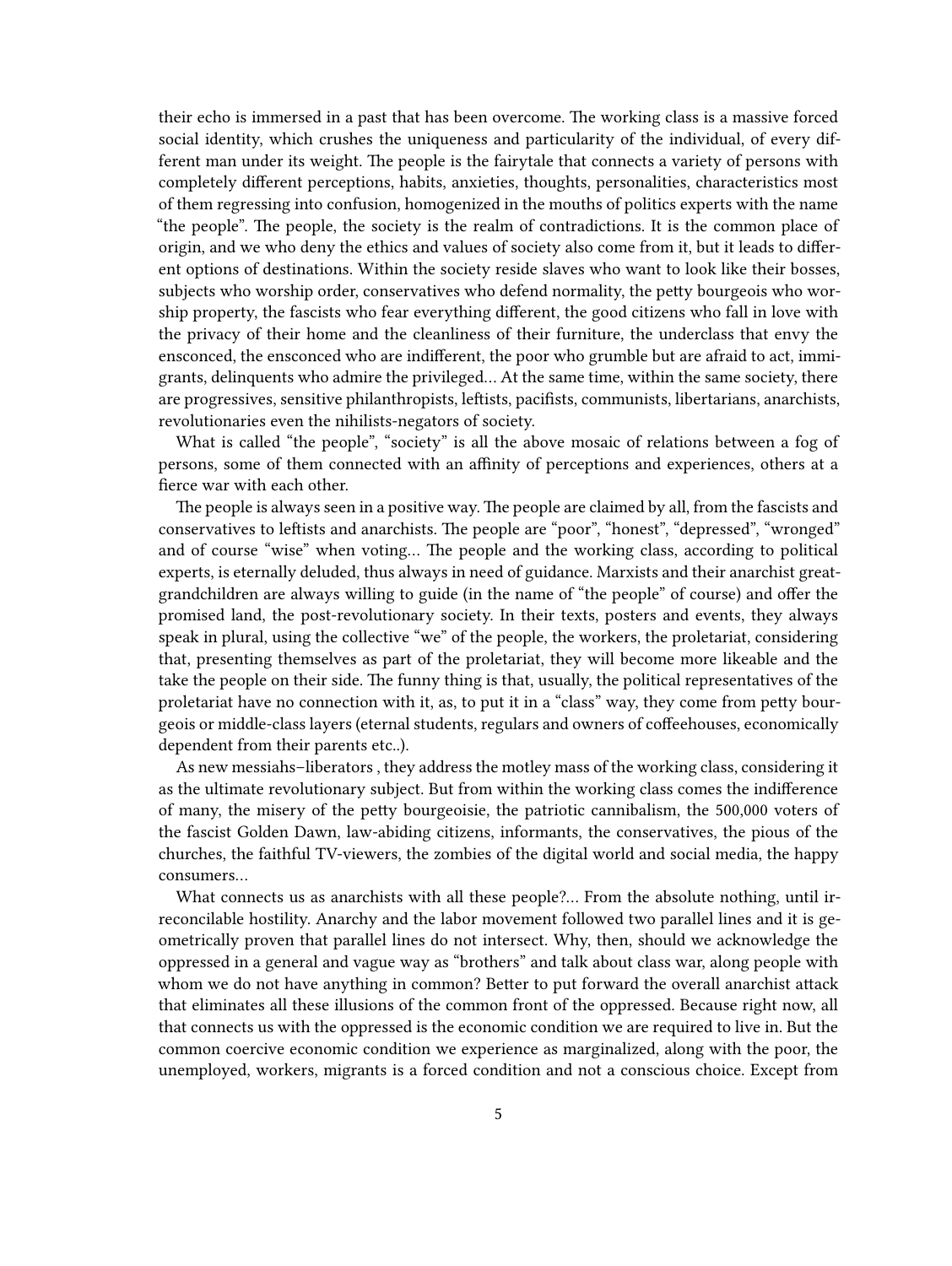their echo is immersed in a past that has been overcome. The working class is a massive forced social identity, which crushes the uniqueness and particularity of the individual, of every different man under its weight. The people is the fairytale that connects a variety of persons with completely different perceptions, habits, anxieties, thoughts, personalities, characteristics most of them regressing into confusion, homogenized in the mouths of politics experts with the name "the people". The people, the society is the realm of contradictions. It is the common place of origin, and we who deny the ethics and values of society also come from it, but it leads to different options of destinations. Within the society reside slaves who want to look like their bosses, subjects who worship order, conservatives who defend normality, the petty bourgeois who worship property, the fascists who fear everything different, the good citizens who fall in love with the privacy of their home and the cleanliness of their furniture, the underclass that envy the ensconced, the ensconced who are indifferent, the poor who grumble but are afraid to act, immigrants, delinquents who admire the privileged… At the same time, within the same society, there are progressives, sensitive philanthropists, leftists, pacifists, communists, libertarians, anarchists, revolutionaries even the nihilists-negators of society.

What is called "the people", "society" is all the above mosaic of relations between a fog of persons, some of them connected with an affinity of perceptions and experiences, others at a fierce war with each other.

The people is always seen in a positive way. The people are claimed by all, from the fascists and conservatives to leftists and anarchists. The people are "poor", "honest", "depressed", "wronged" and of course "wise" when voting… The people and the working class, according to political experts, is eternally deluded, thus always in need of guidance. Marxists and their anarchist great-grandchildren are always willing to guide (in the name of "the people" of course) and offer the promised land, the post-revolutionary society. In their texts, posters and events, they always speak in plural, using the collective "we" of the people, the workers, the proletariat, considering that, presenting themselves as part of the proletariat, they will become more likeable and the take the people on their side. The funny thing is that, usually, the political representatives of the proletariat have no connection with it, as, to put it in a "class" way, they come from petty bourgeois or middle-class layers (eternal students, regulars and owners of coffeehouses, economically dependent from their parents etc..).

As new messiahs–liberators , they address the motley mass of the working class, considering it as the ultimate revolutionary subject. But from within the working class comes the indifference of many, the misery of the petty bourgeoisie, the patriotic cannibalism, the 500,000 voters of the fascist Golden Dawn, law-abiding citizens, informants, the conservatives, the pious of the churches, the faithful TV-viewers, the zombies of the digital world and social media, the happy consumers…

What connects us as anarchists with all these people?… From the absolute nothing, until irreconcilable hostility. Anarchy and the labor movement followed two parallel lines and it is geometrically proven that parallel lines do not intersect. Why, then, should we acknowledge the oppressed in a general and vague way as "brothers" and talk about class war, along people with whom we do not have anything in common? Better to put forward the overall anarchist attack that eliminates all these illusions of the common front of the oppressed. Because right now, all that connects us with the oppressed is the economic condition we are required to live in. But the common coercive economic condition we experience as marginalized, along with the poor, the unemployed, workers, migrants is a forced condition and not a conscious choice. Except from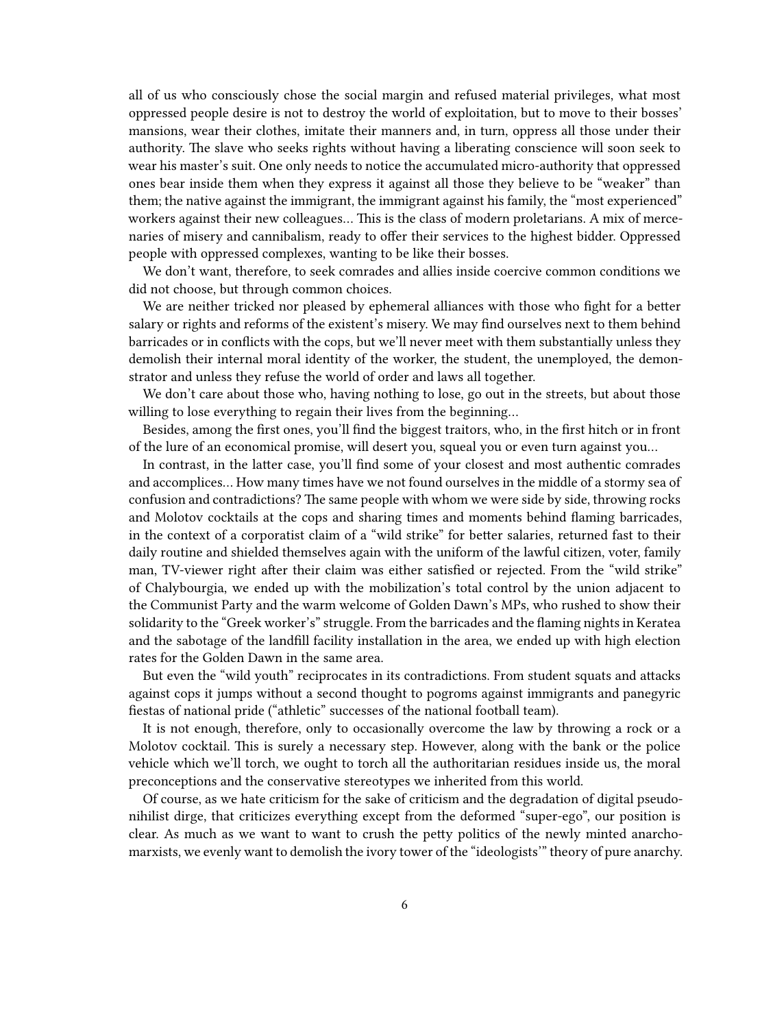all of us who consciously chose the social margin and refused material privileges, what most oppressed people desire is not to destroy the world of exploitation, but to move to their bosses' mansions, wear their clothes, imitate their manners and, in turn, oppress all those under their authority. The slave who seeks rights without having a liberating conscience will soon seek to wear his master's suit. One only needs to notice the accumulated micro-authority that oppressed ones bear inside them when they express it against all those they believe to be "weaker" than them; the native against the immigrant, the immigrant against his family, the "most experienced" workers against their new colleagues… This is the class of modern proletarians. A mix of mercenaries of misery and cannibalism, ready to offer their services to the highest bidder. Oppressed people with oppressed complexes, wanting to be like their bosses.

We don't want, therefore, to seek comrades and allies inside coercive common conditions we did not choose, but through common choices.

We are neither tricked nor pleased by ephemeral alliances with those who fight for a better salary or rights and reforms of the existent's misery. We may find ourselves next to them behind barricades or in conflicts with the cops, but we'll never meet with them substantially unless they demolish their internal moral identity of the worker, the student, the unemployed, the demonstrator and unless they refuse the world of order and laws all together.

We don't care about those who, having nothing to lose, go out in the streets, but about those willing to lose everything to regain their lives from the beginning…

Besides, among the first ones, you'll find the biggest traitors, who, in the first hitch or in front of the lure of an economical promise, will desert you, squeal you or even turn against you…

In contrast, in the latter case, you'll find some of your closest and most authentic comrades and accomplices… How many times have we not found ourselves in the middle of a stormy sea of confusion and contradictions? The same people with whom we were side by side, throwing rocks and Molotov cocktails at the cops and sharing times and moments behind flaming barricades, in the context of a corporatist claim of a "wild strike" for better salaries, returned fast to their daily routine and shielded themselves again with the uniform of the lawful citizen, voter, family man, TV-viewer right after their claim was either satisfied or rejected. From the "wild strike" of Chalybourgia, we ended up with the mobilization's total control by the union adjacent to the Communist Party and the warm welcome of Golden Dawn's MPs, who rushed to show their solidarity to the "Greek worker's" struggle. From the barricades and the flaming nights in Keratea and the sabotage of the landfill facility installation in the area, we ended up with high election rates for the Golden Dawn in the same area.

But even the "wild youth" reciprocates in its contradictions. From student squats and attacks against cops it jumps without a second thought to pogroms against immigrants and panegyric fiestas of national pride ("athletic" successes of the national football team).

It is not enough, therefore, only to occasionally overcome the law by throwing a rock or a Molotov cocktail. This is surely a necessary step. However, along with the bank or the police vehicle which we'll torch, we ought to torch all the authoritarian residues inside us, the moral preconceptions and the conservative stereotypes we inherited from this world.

Of course, as we hate criticism for the sake of criticism and the degradation of digital pseudo-nihilist dirge, that criticizes everything except from the deformed "super-ego", our position is clear. As much as we want to want to crush the petty politics of the newly minted anarcho-marxists, we evenly want to demolish the ivory tower of the "ideologists'" theory of pure anarchy.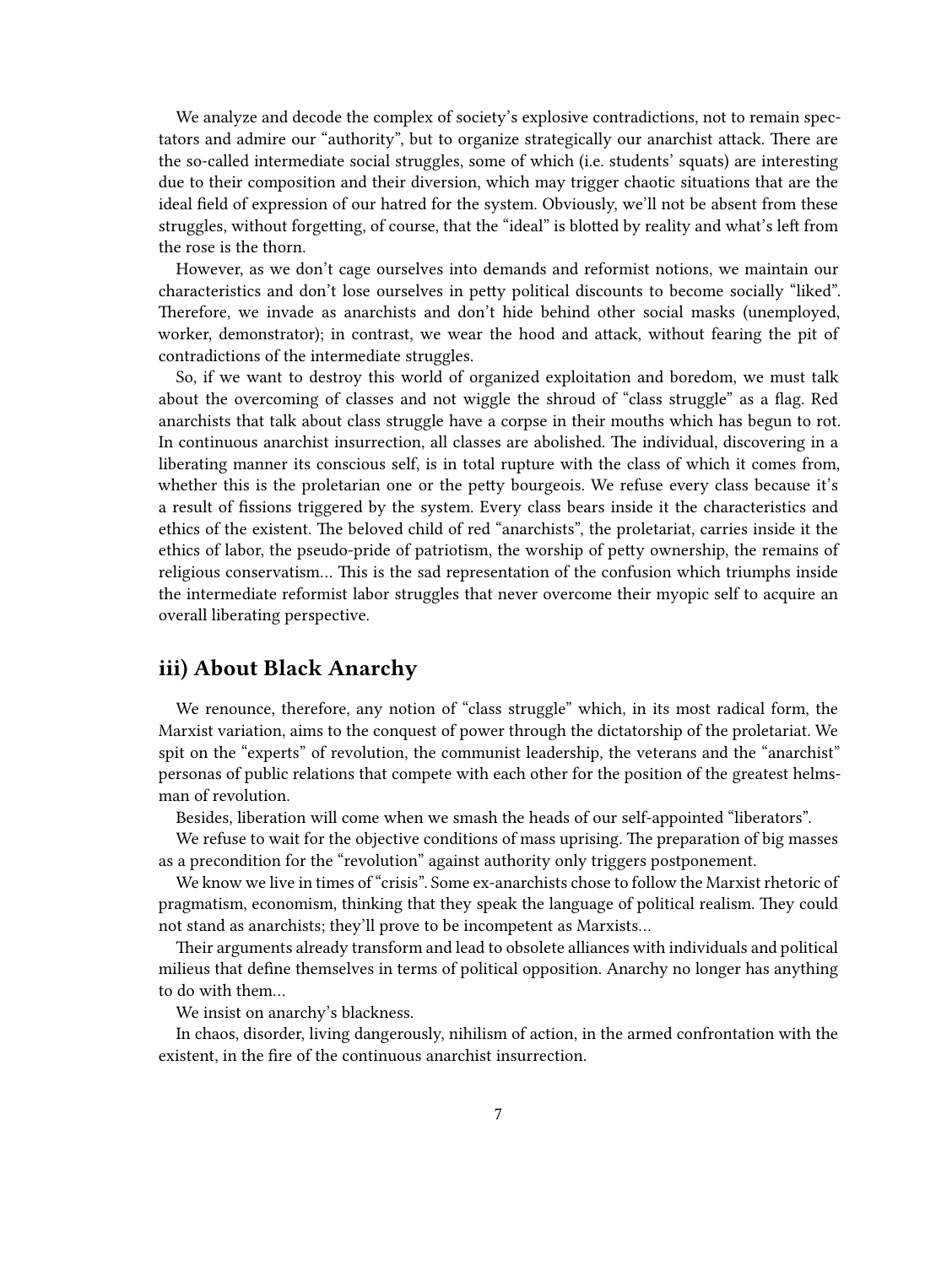We analyze and decode the complex of society's explosive contradictions, not to remain spectators and admire our "authority", but to organize strategically our anarchist attack. There are the so-called intermediate social struggles, some of which (i.e. students' squats) are interesting due to their composition and their diversion, which may trigger chaotic situations that are the ideal field of expression of our hatred for the system. Obviously, we'll not be absent from these struggles, without forgetting, of course, that the "ideal" is blotted by reality and what's left from the rose is the thorn.

However, as we don't cage ourselves into demands and reformist notions, we maintain our characteristics and don't lose ourselves in petty political discounts to become socially "liked". Therefore, we invade as anarchists and don't hide behind other social masks (unemployed, worker, demonstrator); in contrast, we wear the hood and attack, without fearing the pit of contradictions of the intermediate struggles.

So, if we want to destroy this world of organized exploitation and boredom, we must talk about the overcoming of classes and not wiggle the shroud of "class struggle" as a flag. Red anarchists that talk about class struggle have a corpse in their mouths which has begun to rot. In continuous anarchist insurrection, all classes are abolished. The individual, discovering in a liberating manner its conscious self, is in total rupture with the class of which it comes from, whether this is the proletarian one or the petty bourgeois. We refuse every class because it's a result of fissions triggered by the system. Every class bears inside it the characteristics and ethics of the existent. The beloved child of red "anarchists", the proletariat, carries inside it the ethics of labor, the pseudo-pride of patriotism, the worship of petty ownership, the remains of religious conservatism… This is the sad representation of the confusion which triumphs inside the intermediate reformist labor struggles that never overcome their myopic self to acquire an overall liberating perspective.

## iii) About Black Anarchy

We renounce, therefore, any notion of "class struggle" which, in its most radical form, the Marxist variation, aims to the conquest of power through the dictatorship of the proletariat. We spit on the "experts" of revolution, the communist leadership, the veterans and the "anarchist" personas of public relations that compete with each other for the position of the greatest helmsman of revolution.

Besides, liberation will come when we smash the heads of our self-appointed "liberators".

We refuse to wait for the objective conditions of mass uprising. The preparation of big masses as a precondition for the "revolution" against authority only triggers postponement.

We know we live in times of "crisis". Some ex-anarchists chose to follow the Marxist rhetoric of pragmatism, economism, thinking that they speak the language of political realism. They could not stand as anarchists; they'll prove to be incompetent as Marxists…

Their arguments already transform and lead to obsolete alliances with individuals and political milieus that define themselves in terms of political opposition. Anarchy no longer has anything to do with them…

We insist on anarchy's blackness.

In chaos, disorder, living dangerously, nihilism of action, in the armed confrontation with the existent, in the fire of the continuous anarchist insurrection.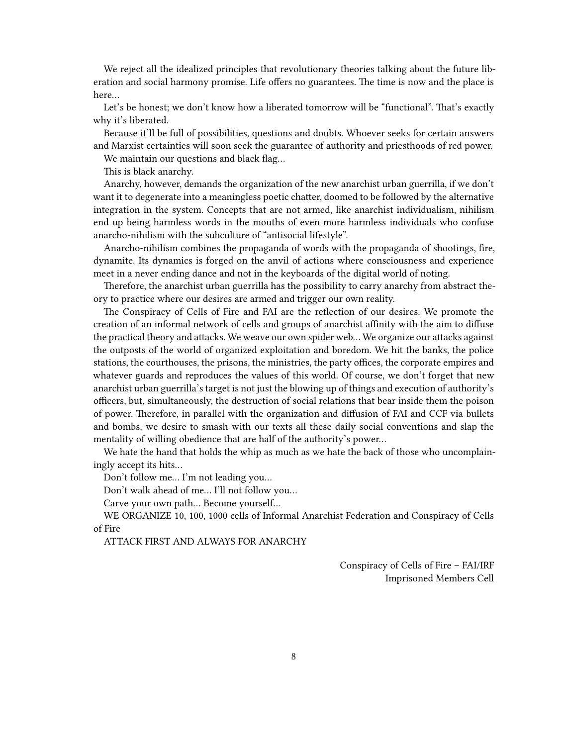We reject all the idealized principles that revolutionary theories talking about the future liberation and social harmony promise. Life offers no guarantees. The time is now and the place is here…

Let's be honest; we don't know how a liberated tomorrow will be "functional". That's exactly why it's liberated.

Because it'll be full of possibilities, questions and doubts. Whoever seeks for certain answers and Marxist certainties will soon seek the guarantee of authority and priesthoods of red power.

We maintain our questions and black flag…

This is black anarchy.

Anarchy, however, demands the organization of the new anarchist urban guerrilla, if we don't want it to degenerate into a meaningless poetic chatter, doomed to be followed by the alternative integration in the system. Concepts that are not armed, like anarchist individualism, nihilism end up being harmless words in the mouths of even more harmless individuals who confuse anarcho-nihilism with the subculture of "antisocial lifestyle".

Anarcho-nihilism combines the propaganda of words with the propaganda of shootings, fire, dynamite. Its dynamics is forged on the anvil of actions where consciousness and experience meet in a never ending dance and not in the keyboards of the digital world of noting.

Therefore, the anarchist urban guerrilla has the possibility to carry anarchy from abstract theory to practice where our desires are armed and trigger our own reality.

The Conspiracy of Cells of Fire and FAI are the reflection of our desires. We promote the creation of an informal network of cells and groups of anarchist affinity with the aim to diffuse the practical theory and attacks. We weave our own spider web… We organize our attacks against the outposts of the world of organized exploitation and boredom. We hit the banks, the police stations, the courthouses, the prisons, the ministries, the party offices, the corporate empires and whatever guards and reproduces the values of this world. Of course, we don't forget that new anarchist urban guerrilla's target is not just the blowing up of things and execution of authority's officers, but, simultaneously, the destruction of social relations that bear inside them the poison of power. Therefore, in parallel with the organization and diffusion of FAI and CCF via bullets and bombs, we desire to smash with our texts all these daily social conventions and slap the mentality of willing obedience that are half of the authority's power…

We hate the hand that holds the whip as much as we hate the back of those who uncomplainingly accept its hits…

Don't follow me… I'm not leading you…

Don't walk ahead of me… I'll not follow you…

Carve your own path… Become yourself…

WE ORGANIZE 10, 100, 1000 cells of Informal Anarchist Federation and Conspiracy of Cells of Fire

ATTACK FIRST AND ALWAYS FOR ANARCHY

Conspiracy of Cells of Fire – FAI/IRF
Imprisoned Members Cell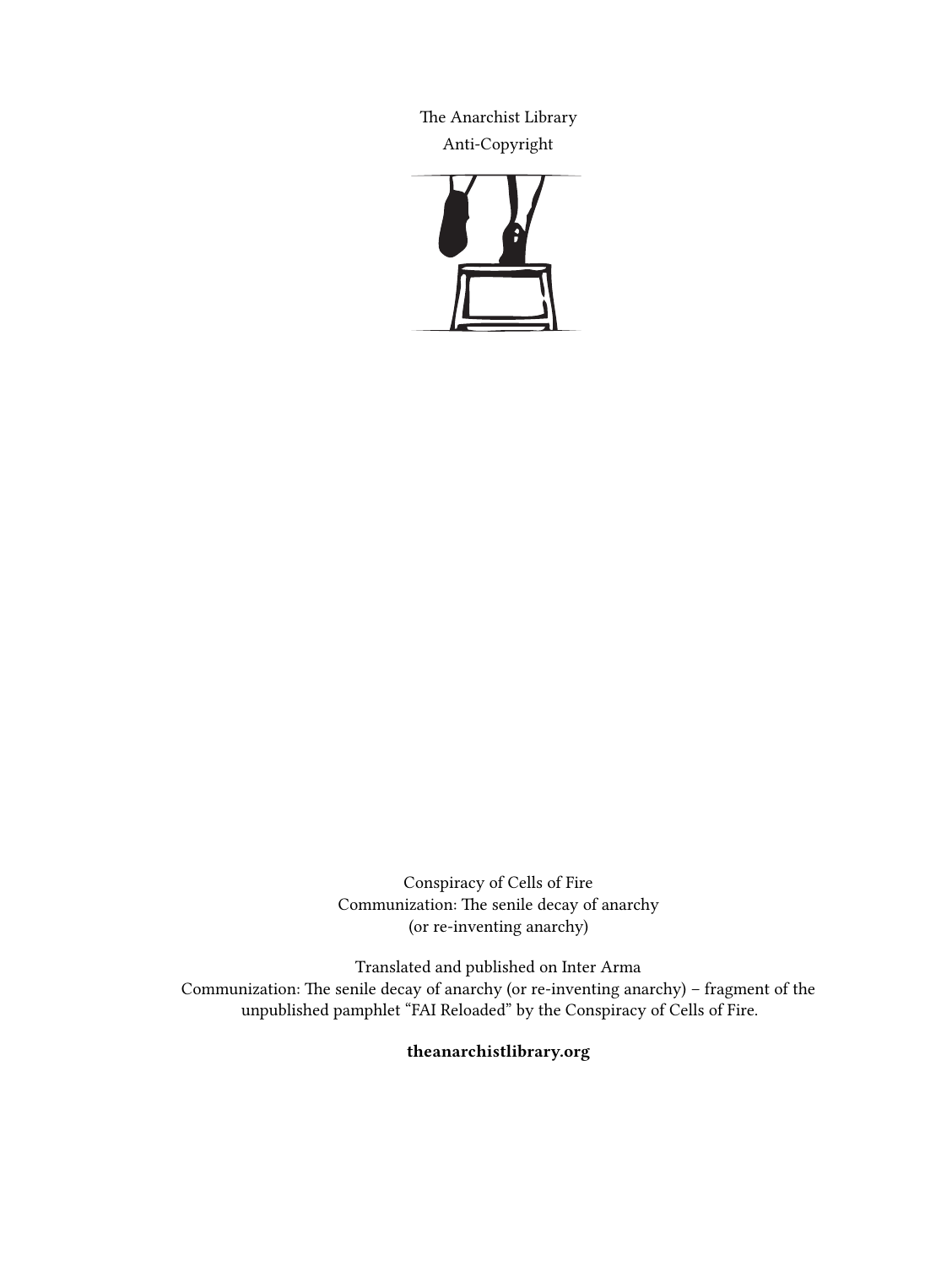The Anarchist Library
Anti-Copyright

Conspiracy of Cells of Fire
Communization: The senile decay of anarchy
(or re-inventing anarchy)

Translated and published on Inter Arma
Communization: The senile decay of anarchy (or re-inventing anarchy) – fragment of the unpublished pamphlet "FAI Reloaded" by the Conspiracy of Cells of Fire.

**theanarchistlibrary.org**